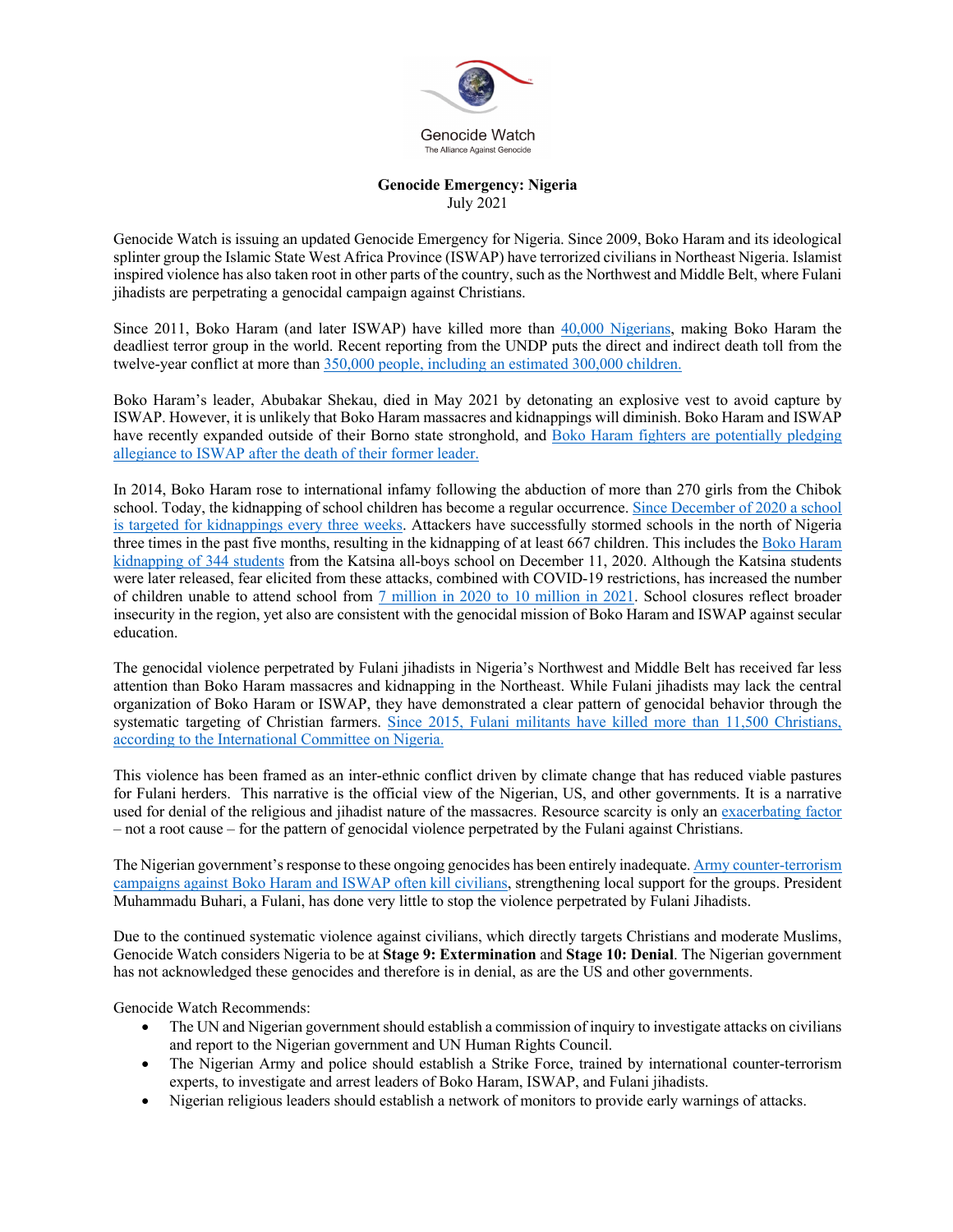Genocide Watch

The Alliance Against Genocide

# Genocide Emergency: Nigeria

July 2021

Genocide Watch is issuing an updated Genocide Emergency for Nigeria. Since 2009, Boko Haram and its ideological splinter group the Islamic State West Africa Province (ISWAP) have terrorized civilians in Northeast Nigeria. Islamist inspired violence has also taken root in other parts of the country, such as the Northwest and Middle Belt, where Fulani jihadists are perpetrating a genocidal campaign against Christians.

Since 2011, Boko Haram (and later ISWAP) have killed more than 40,000 Nigerians, making Boko Haram the deadliest terror group in the world. Recent reporting from the UNDP puts the direct and indirect death toll from the twelve-year conflict at more than 350,000 people, including an estimated 300,000 children.

Boko Haram's leader, Abubakar Shekau, died in May 2021 by detonating an explosive vest to avoid capture by ISWAP. However, it is unlikely that Boko Haram massacres and kidnappings will diminish. Boko Haram and ISWAP have recently expanded outside of their Borno state stronghold, and Boko Haram fighters are potentially pledging allegiance to ISWAP after the death of their former leader.

In 2014, Boko Haram rose to international infamy following the abduction of more than 270 girls from the Chibok school. Today, the kidnapping of school children has become a regular occurrence. Since December of 2020 a school is targeted for kidnappings every three weeks. Attackers have successfully stormed schools in the north of Nigeria three times in the past five months, resulting in the kidnapping of at least 667 children. This includes the Boko Haram kidnapping of 344 students from the Katsina all-boys school on December 11, 2020. Although the Katsina students were later released, fear elicited from these attacks, combined with COVID-19 restrictions, has increased the number of children unable to attend school from 7 million in 2020 to 10 million in 2021. School closures reflect broader insecurity in the region, yet also are consistent with the genocidal mission of Boko Haram and ISWAP against secular education.

The genocidal violence perpetrated by Fulani jihadists in Nigeria's Northwest and Middle Belt has received far less attention than Boko Haram massacres and kidnapping in the Northeast. While Fulani jihadists may lack the central organization of Boko Haram or ISWAP, they have demonstrated a clear pattern of genocidal behavior through the systematic targeting of Christian farmers. Since 2015, Fulani militants have killed more than 11,500 Christians, according to the International Committee on Nigeria.

This violence has been framed as an inter-ethnic conflict driven by climate change that has reduced viable pastures for Fulani herders. This narrative is the official view of the Nigerian, US, and other governments. It is a narrative used for denial of the religious and jihadist nature of the massacres. Resource scarcity is only an exacerbating factor – not a root cause – for the pattern of genocidal violence perpetrated by the Fulani against Christians.

The Nigerian government's response to these ongoing genocides has been entirely inadequate. Army counter-terrorism campaigns against Boko Haram and ISWAP often kill civilians, strengthening local support for the groups. President Muhammadu Buhari, a Fulani, has done very little to stop the violence perpetrated by Fulani Jihadists.

Due to the continued systematic violence against civilians, which directly targets Christians and moderate Muslims, Genocide Watch considers Nigeria to be at **Stage 9: Extermination** and **Stage 10: Denial**. The Nigerian government has not acknowledged these genocides and therefore is in denial, as are the US and other governments.

Genocide Watch Recommends:

- The UN and Nigerian government should establish a commission of inquiry to investigate attacks on civilians and report to the Nigerian government and UN Human Rights Council.
- The Nigerian Army and police should establish a Strike Force, trained by international counter-terrorism experts, to investigate and arrest leaders of Boko Haram, ISWAP, and Fulani jihadists.
- Nigerian religious leaders should establish a network of monitors to provide early warnings of attacks.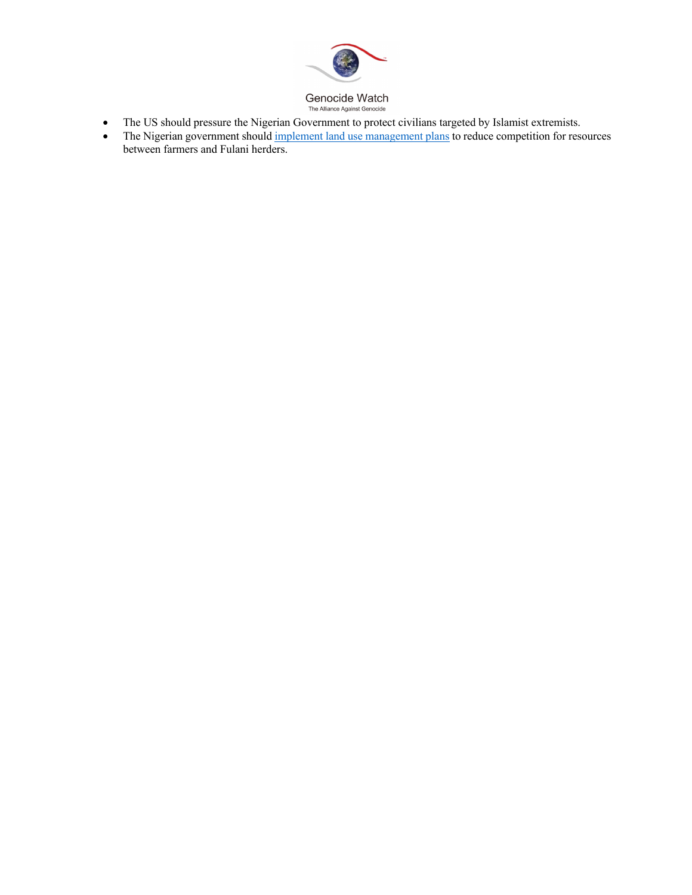- The US should pressure the Nigerian Government to protect civilians targeted by Islamist extremists.
- The Nigerian government should implement land use management plans to reduce competition for resources between farmers and Fulani herders.